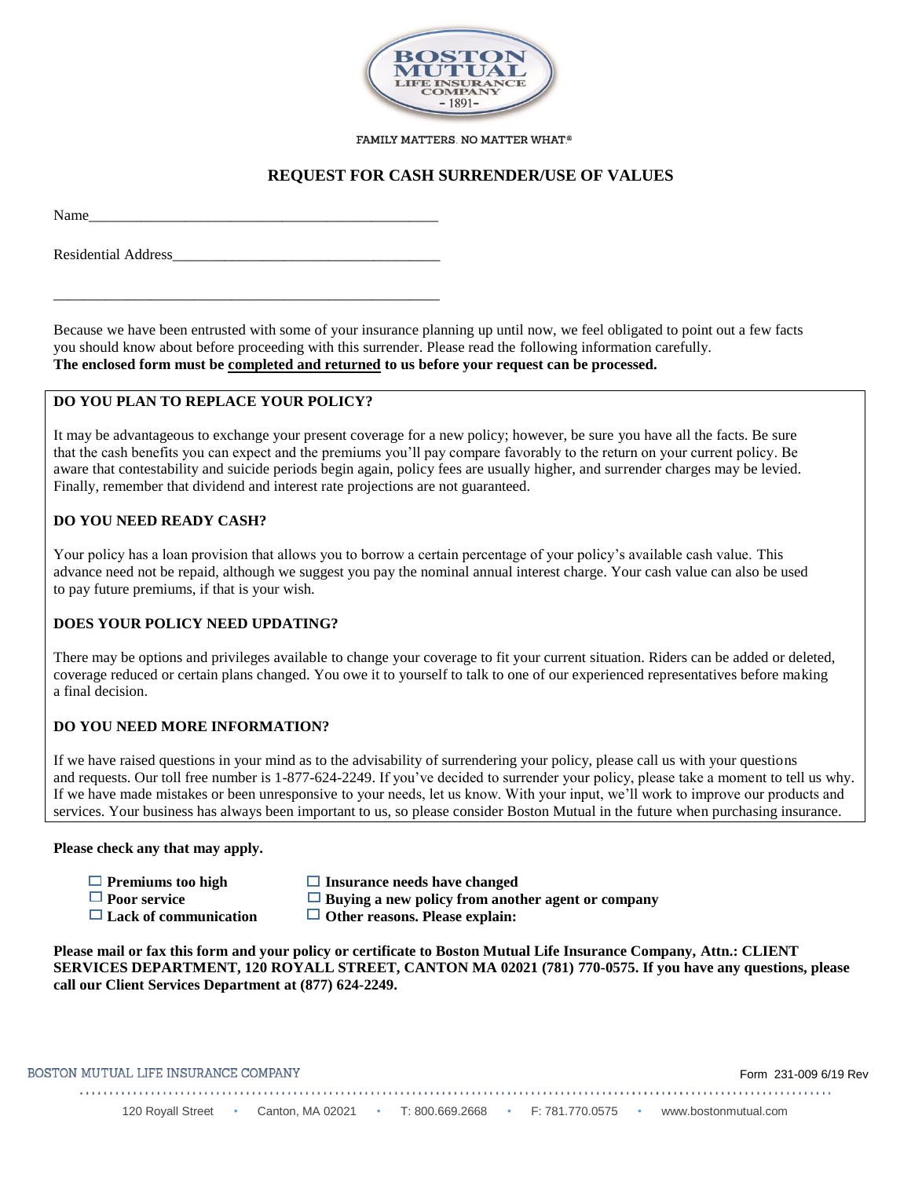BOSTON MUTUAL LIFE INSURANCE COMPANY - 1891-

FAMILY MATTERS. NO MATTER WHAT®

# REQUEST FOR CASH SURRENDER/USE OF VALUES

Name_______________________________________________

Residential Address___________________________________

______________________________________________________

Because we have been entrusted with some of your insurance planning up until now, we feel obligated to point out a few facts you should know about before proceeding with this surrender. Please read the following information carefully.
**The enclosed form must be completed and returned to us before your request can be processed.**

## DO YOU PLAN TO REPLACE YOUR POLICY?

It may be advantageous to exchange your present coverage for a new policy; however, be sure you have all the facts. Be sure that the cash benefits you can expect and the premiums you'll pay compare favorably to the return on your current policy. Be aware that contestability and suicide periods begin again, policy fees are usually higher, and surrender charges may be levied. Finally, remember that dividend and interest rate projections are not guaranteed.

## DO YOU NEED READY CASH?

Your policy has a loan provision that allows you to borrow a certain percentage of your policy's available cash value. This advance need not be repaid, although we suggest you pay the nominal annual interest charge. Your cash value can also be used to pay future premiums, if that is your wish.

## DOES YOUR POLICY NEED UPDATING?

There may be options and privileges available to change your coverage to fit your current situation. Riders can be added or deleted, coverage reduced or certain plans changed. You owe it to yourself to talk to one of our experienced representatives before making a final decision.

## DO YOU NEED MORE INFORMATION?

If we have raised questions in your mind as to the advisability of surrendering your policy, please call us with your questions and requests. Our toll free number is 1-877-624-2249. If you've decided to surrender your policy, please take a moment to tell us why. If we have made mistakes or been unresponsive to your needs, let us know. With your input, we'll work to improve our products and services. Your business has always been important to us, so please consider Boston Mutual in the future when purchasing insurance.

**Please check any that may apply.**

- ☐ **Premiums too high**
- ☐ **Poor service**
- ☐ **Lack of communication**
- ☐ **Insurance needs have changed**
- ☐ **Buying a new policy from another agent or company**
- ☐ **Other reasons. Please explain:**

**Please mail or fax this form and your policy or certificate to Boston Mutual Life Insurance Company, Attn.: CLIENT SERVICES DEPARTMENT, 120 ROYALL STREET, CANTON MA 02021 (781) 770-0575. If you have any questions, please call our Client Services Department at (877) 624-2249.**

BOSTON MUTUAL LIFE INSURANCE COMPANY — Form 231-009 6/19 Rev

120 Royall Street • Canton, MA 02021 • T: 800.669.2668 • F: 781.770.0575 • www.bostonmutual.com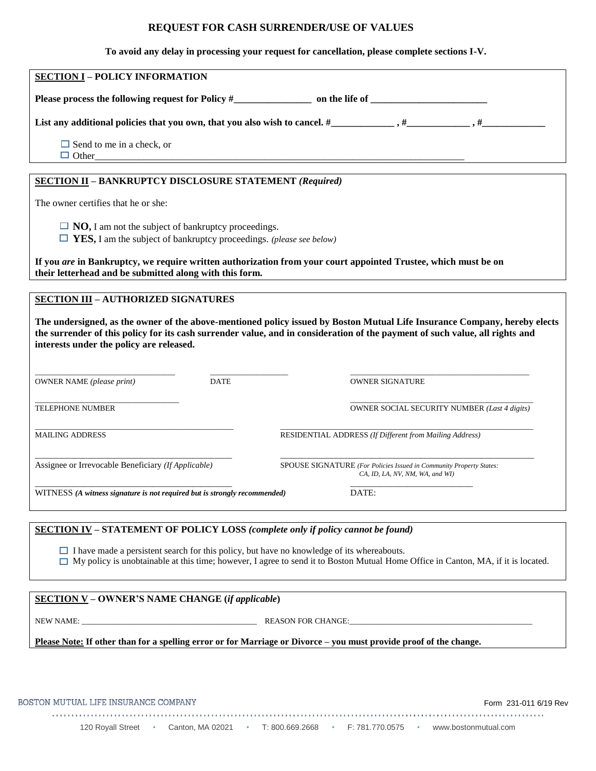# REQUEST FOR CASH SURRENDER/USE OF VALUES

**To avoid any delay in processing your request for cancellation, please complete sections I-V.**

## SECTION I – POLICY INFORMATION

**Please process the following request for Policy #_______________ on the life of _______________________**

**List any additional policies that you own, that you also wish to cancel. #____________ , #____________ , #____________**

☐ Send to me in a check, or
☐ Other_____________________________________________________________________________

## SECTION II – BANKRUPTCY DISCLOSURE STATEMENT *(Required)*

The owner certifies that he or she:

☐ **NO,** I am not the subject of bankruptcy proceedings.
☐ **YES,** I am the subject of bankruptcy proceedings. *(please see below)*

**If you *are* in Bankruptcy, we require written authorization from your court appointed Trustee, which must be on their letterhead and be submitted along with this form.**

## SECTION III – AUTHORIZED SIGNATURES

**The undersigned, as the owner of the above-mentioned policy issued by Boston Mutual Life Insurance Company, hereby elects the surrender of this policy for its cash surrender value, and in consideration of the payment of such value, all rights and interests under the policy are released.**

_______________________________ _________________ ________________________________________
OWNER NAME *(please print)* DATE OWNER SIGNATURE

_______________________________ ________________________________________
TELEPHONE NUMBER OWNER SOCIAL SECURITY NUMBER *(Last 4 digits)*

____________________________________________ ________________________________________________________
MAILING ADDRESS RESIDENTIAL ADDRESS *(If Different from Mailing Address)*

____________________________________________ ________________________________________________________
Assignee or Irrevocable Beneficiary *(If Applicable)* SPOUSE SIGNATURE *(For Policies Issued in Community Property States: CA, ID, LA, NV, NM, WA, and WI)*

____________________________________________ ___________________________
WITNESS ***(A witness signature is not required but is strongly recommended)*** DATE:

## SECTION IV – STATEMENT OF POLICY LOSS *(complete only if policy cannot be found)*

☐ I have made a persistent search for this policy, but have no knowledge of its whereabouts.
☐ My policy is unobtainable at this time; however, I agree to send it to Boston Mutual Home Office in Canton, MA, if it is located.

## SECTION V – OWNER'S NAME CHANGE (*if applicable*)

NEW NAME: ________________________________________ REASON FOR CHANGE:____________________________________________

**Please Note: If other than for a spelling error or for Marriage or Divorce – you must provide proof of the change.**

BOSTON MUTUAL LIFE INSURANCE COMPANY Form 231-011 6/19 Rev

120 Royall Street • Canton, MA 02021 • T: 800.669.2668 • F: 781.770.0575 • www.bostonmutual.com